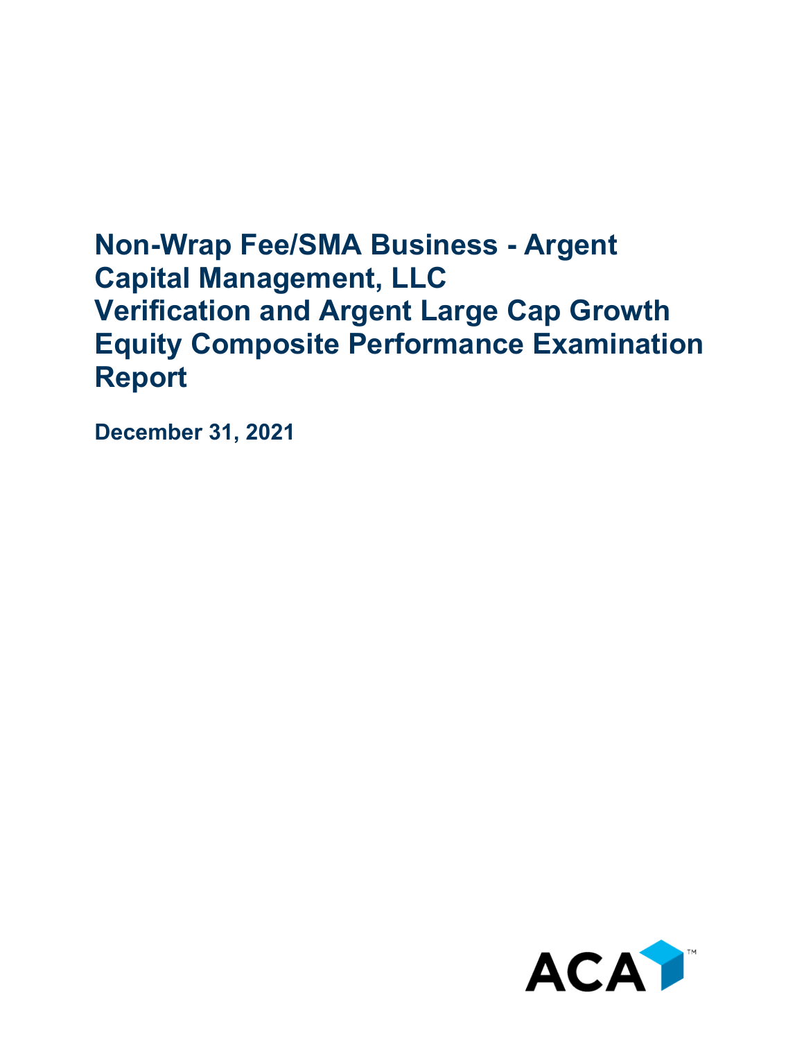# Non-Wrap Fee/SMA Business - Argent Capital Management, LLC Verification and Argent Large Cap Growth Equity Composite Performance Examination Report

**December 31, 2021**

ACA™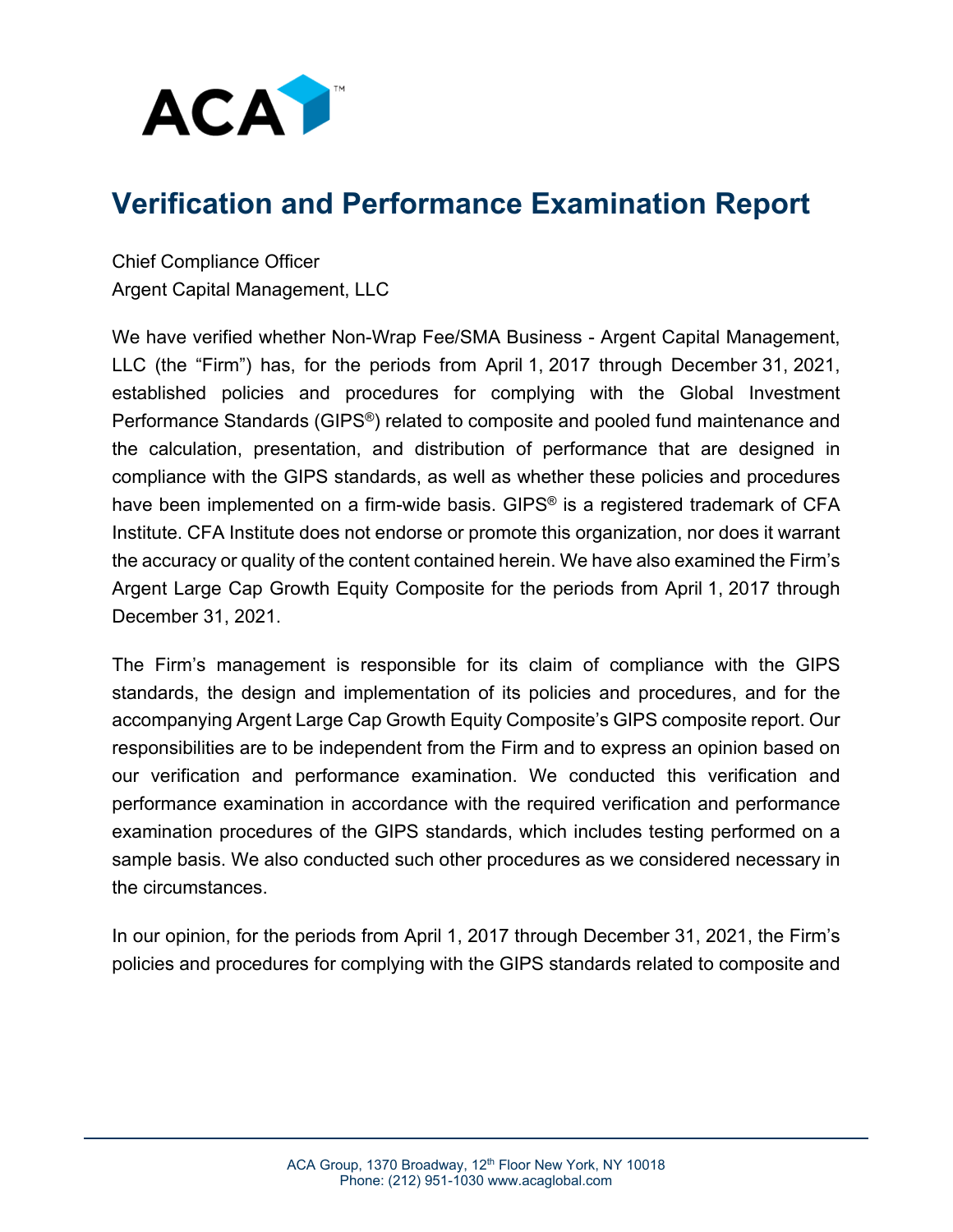# Verification and Performance Examination Report

Chief Compliance Officer
Argent Capital Management, LLC

We have verified whether Non-Wrap Fee/SMA Business - Argent Capital Management, LLC (the "Firm") has, for the periods from April 1, 2017 through December 31, 2021, established policies and procedures for complying with the Global Investment Performance Standards (GIPS®) related to composite and pooled fund maintenance and the calculation, presentation, and distribution of performance that are designed in compliance with the GIPS standards, as well as whether these policies and procedures have been implemented on a firm-wide basis. GIPS® is a registered trademark of CFA Institute. CFA Institute does not endorse or promote this organization, nor does it warrant the accuracy or quality of the content contained herein. We have also examined the Firm's Argent Large Cap Growth Equity Composite for the periods from April 1, 2017 through December 31, 2021.

The Firm's management is responsible for its claim of compliance with the GIPS standards, the design and implementation of its policies and procedures, and for the accompanying Argent Large Cap Growth Equity Composite's GIPS composite report. Our responsibilities are to be independent from the Firm and to express an opinion based on our verification and performance examination. We conducted this verification and performance examination in accordance with the required verification and performance examination procedures of the GIPS standards, which includes testing performed on a sample basis. We also conducted such other procedures as we considered necessary in the circumstances.

In our opinion, for the periods from April 1, 2017 through December 31, 2021, the Firm's policies and procedures for complying with the GIPS standards related to composite and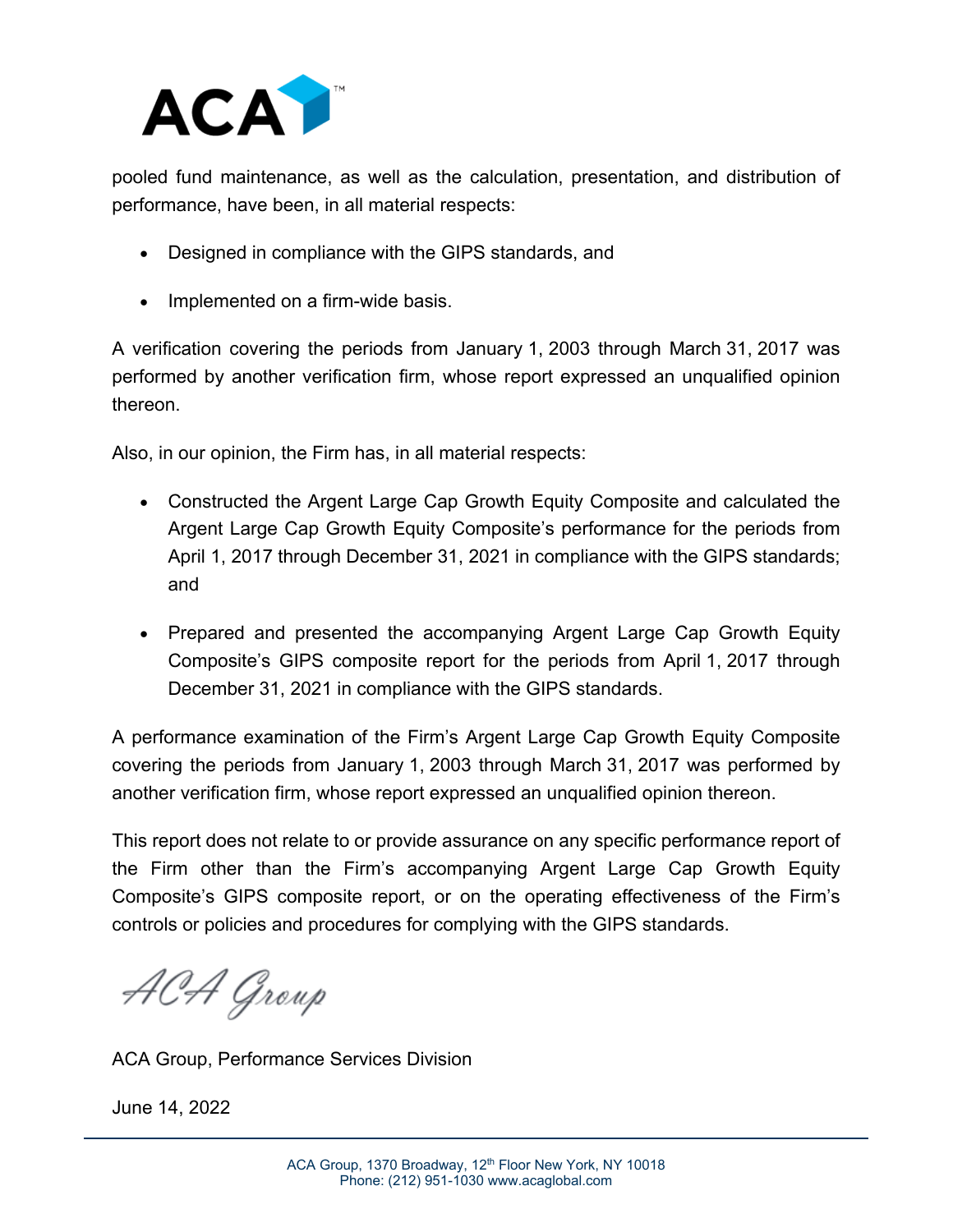pooled fund maintenance, as well as the calculation, presentation, and distribution of performance, have been, in all material respects:

- Designed in compliance with the GIPS standards, and
- Implemented on a firm-wide basis.

A verification covering the periods from January 1, 2003 through March 31, 2017 was performed by another verification firm, whose report expressed an unqualified opinion thereon.

Also, in our opinion, the Firm has, in all material respects:

- Constructed the Argent Large Cap Growth Equity Composite and calculated the Argent Large Cap Growth Equity Composite's performance for the periods from April 1, 2017 through December 31, 2021 in compliance with the GIPS standards; and
- Prepared and presented the accompanying Argent Large Cap Growth Equity Composite's GIPS composite report for the periods from April 1, 2017 through December 31, 2021 in compliance with the GIPS standards.

A performance examination of the Firm's Argent Large Cap Growth Equity Composite covering the periods from January 1, 2003 through March 31, 2017 was performed by another verification firm, whose report expressed an unqualified opinion thereon.

This report does not relate to or provide assurance on any specific performance report of the Firm other than the Firm's accompanying Argent Large Cap Growth Equity Composite's GIPS composite report, or on the operating effectiveness of the Firm's controls or policies and procedures for complying with the GIPS standards.

*ACA Group*

ACA Group, Performance Services Division

June 14, 2022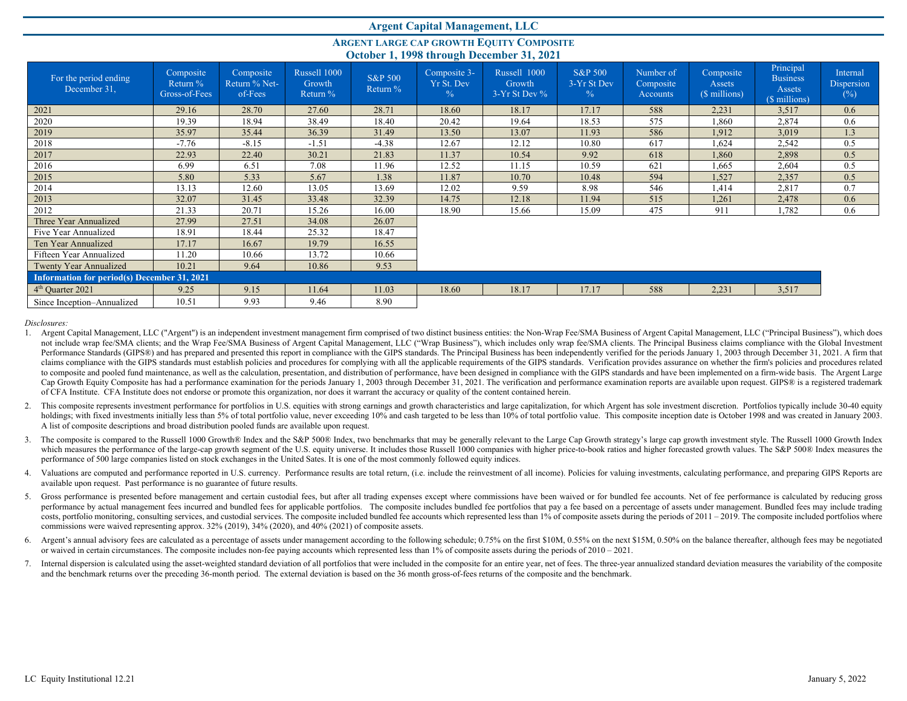# Argent Capital Management, LLC

## ARGENT LARGE CAP GROWTH EQUITY COMPOSITE
## October 1, 1998 through December 31, 2021

| For the period ending December 31, | Composite Return % Gross-of-Fees | Composite Return % Net-of-Fees | Russell 1000 Growth Return % | S&P 500 Return % | Composite 3-Yr St. Dev % | Russell 1000 Growth 3-Yr St Dev % | S&P 500 3-Yr St Dev % | Number of Composite Accounts | Composite Assets ($ millions) | Principal Business Assets ($ millions) | Internal Dispersion (%) |
|---|---|---|---|---|---|---|---|---|---|---|---|
| 2021 | 29.16 | 28.70 | 27.60 | 28.71 | 18.60 | 18.17 | 17.17 | 588 | 2,231 | 3,517 | 0.6 |
| 2020 | 19.39 | 18.94 | 38.49 | 18.40 | 20.42 | 19.64 | 18.53 | 575 | 1,860 | 2,874 | 0.6 |
| 2019 | 35.97 | 35.44 | 36.39 | 31.49 | 13.50 | 13.07 | 11.93 | 586 | 1,912 | 3,019 | 1.3 |
| 2018 | -7.76 | -8.15 | -1.51 | -4.38 | 12.67 | 12.12 | 10.80 | 617 | 1,624 | 2,542 | 0.5 |
| 2017 | 22.93 | 22.40 | 30.21 | 21.83 | 11.37 | 10.54 | 9.92 | 618 | 1,860 | 2,898 | 0.5 |
| 2016 | 6.99 | 6.51 | 7.08 | 11.96 | 12.52 | 11.15 | 10.59 | 621 | 1,665 | 2,604 | 0.5 |
| 2015 | 5.80 | 5.33 | 5.67 | 1.38 | 11.87 | 10.70 | 10.48 | 594 | 1,527 | 2,357 | 0.5 |
| 2014 | 13.13 | 12.60 | 13.05 | 13.69 | 12.02 | 9.59 | 8.98 | 546 | 1,414 | 2,817 | 0.7 |
| 2013 | 32.07 | 31.45 | 33.48 | 32.39 | 14.75 | 12.18 | 11.94 | 515 | 1,261 | 2,478 | 0.6 |
| 2012 | 21.33 | 20.71 | 15.26 | 16.00 | 18.90 | 15.66 | 15.09 | 475 | 911 | 1,782 | 0.6 |
| Three Year Annualized | 27.99 | 27.51 | 34.08 | 26.07 | | | | | | | |
| Five Year Annualized | 18.91 | 18.44 | 25.32 | 18.47 | | | | | | | |
| Ten Year Annualized | 17.17 | 16.67 | 19.79 | 16.55 | | | | | | | |
| Fifteen Year Annualized | 11.20 | 10.66 | 13.72 | 10.66 | | | | | | | |
| Twenty Year Annualized | 10.21 | 9.64 | 10.86 | 9.53 | | | | | | | |
| **Information for period(s) December 31, 2021** | | | | | | | | | | | |
| 4th Quarter 2021 | 9.25 | 9.15 | 11.64 | 11.03 | 18.60 | 18.17 | 17.17 | 588 | 2,231 | 3,517 | |
| Since Inception–Annualized | 10.51 | 9.93 | 9.46 | 8.90 | | | | | | | |

*Disclosures:*

1. Argent Capital Management, LLC ("Argent") is an independent investment management firm comprised of two distinct business entities: the Non-Wrap Fee/SMA Business of Argent Capital Management, LLC ("Principal Business"), which does not include wrap fee/SMA clients; and the Wrap Fee/SMA Business of Argent Capital Management, LLC ("Wrap Business"), which includes only wrap fee/SMA clients. The Principal Business claims compliance with the Global Investment Performance Standards (GIPS®) and has prepared and presented this report in compliance with the GIPS standards. The Principal Business has been independently verified for the periods January 1, 2003 through December 31, 2021. A firm that claims compliance with the GIPS standards must establish policies and procedures for complying with all the applicable requirements of the GIPS standards. Verification provides assurance on whether the firm's policies and procedures related to composite and pooled fund maintenance, as well as the calculation, presentation, and distribution of performance, have been designed in compliance with the GIPS standards and have been implemented on a firm-wide basis. The Argent Large Cap Growth Equity Composite has had a performance examination for the periods January 1, 2003 through December 31, 2021. The verification and performance examination reports are available upon request. GIPS® is a registered trademark of CFA Institute. CFA Institute does not endorse or promote this organization, nor does it warrant the accuracy or quality of the content contained herein.

2. This composite represents investment performance for portfolios in U.S. equities with strong earnings and growth characteristics and large capitalization, for which Argent has sole investment discretion. Portfolios typically include 30-40 equity holdings; with fixed investments initially less than 5% of total portfolio value, never exceeding 10% and cash targeted to be less than 10% of total portfolio value. This composite inception date is October 1998 and was created in January 2003. A list of composite descriptions and broad distribution pooled funds are available upon request.

3. The composite is compared to the Russell 1000 Growth® Index and the S&P 500® Index, two benchmarks that may be generally relevant to the Large Cap Growth strategy's large cap growth investment style. The Russell 1000 Growth Index which measures the performance of the large-cap growth segment of the U.S. equity universe. It includes those Russell 1000 companies with higher price-to-book ratios and higher forecasted growth values. The S&P 500® Index measures the performance of 500 large companies listed on stock exchanges in the United Sates. It is one of the most commonly followed equity indices.

4. Valuations are computed and performance reported in U.S. currency. Performance results are total return, (i.e. include the reinvestment of all income). Policies for valuing investments, calculating performance, and preparing GIPS Reports are available upon request. Past performance is no guarantee of future results.

5. Gross performance is presented before management and certain custodial fees, but after all trading expenses except where commissions have been waived or for bundled fee accounts. Net of fee performance is calculated by reducing gross performance by actual management fees incurred and bundled fees for applicable portfolios. The composite includes bundled fee portfolios that pay a fee based on a percentage of assets under management. Bundled fees may include trading costs, portfolio monitoring, consulting services, and custodial services. The composite included bundled fee accounts which represented less than 1% of composite assets during the periods of 2011 – 2019. The composite included portfolios where commissions were waived representing approx. 32% (2019), 34% (2020), and 40% (2021) of composite assets.

6. Argent's annual advisory fees are calculated as a percentage of assets under management according to the following schedule; 0.75% on the first $10M, 0.55% on the next $15M, 0.50% on the balance thereafter, although fees may be negotiated or waived in certain circumstances. The composite includes non-fee paying accounts which represented less than 1% of composite assets during the periods of 2010 – 2021.

7. Internal dispersion is calculated using the asset-weighted standard deviation of all portfolios that were included in the composite for an entire year, net of fees. The three-year annualized standard deviation measures the variability of the composite and the benchmark returns over the preceding 36-month period. The external deviation is based on the 36 month gross-of-fees returns of the composite and the benchmark.

LC Equity Institutional 12.21

January 5, 2022